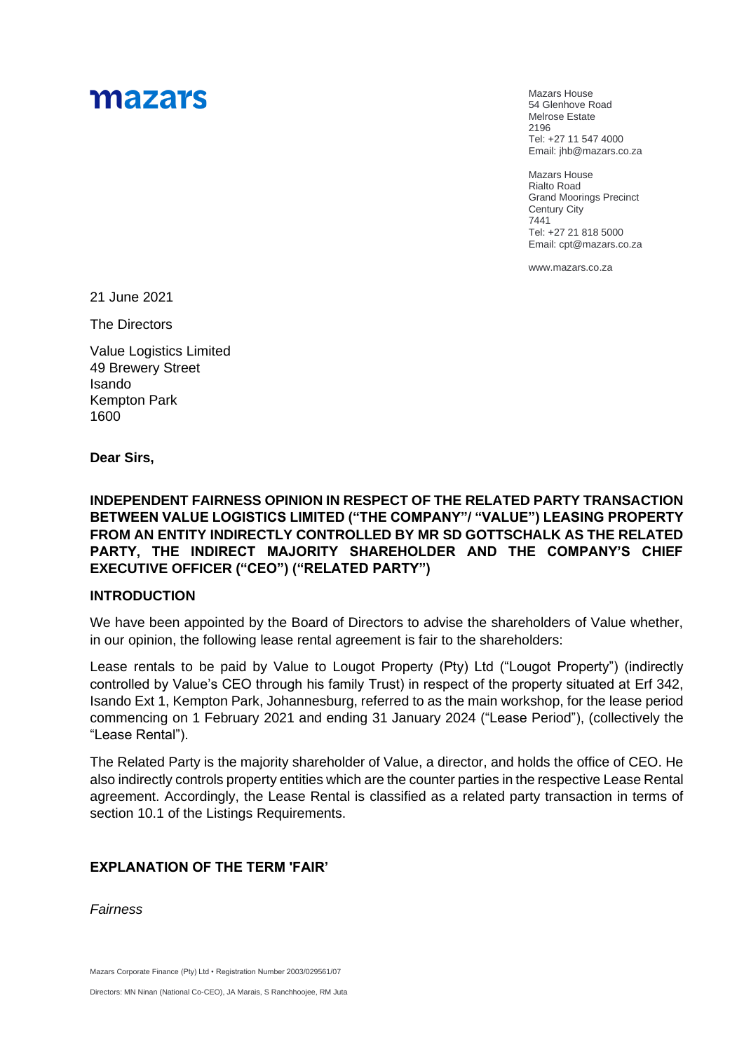# mazars

Mazars House
54 Glenhove Road
Melrose Estate
2196
Tel: +27 11 547 4000
Email: jhb@mazars.co.za

Mazars House
Rialto Road
Grand Moorings Precinct
Century City
7441
Tel: +27 21 818 5000
Email: cpt@mazars.co.za

www.mazars.co.za

21 June 2021

The Directors

Value Logistics Limited
49 Brewery Street
Isando
Kempton Park
1600

**Dear Sirs,**

**INDEPENDENT FAIRNESS OPINION IN RESPECT OF THE RELATED PARTY TRANSACTION BETWEEN VALUE LOGISTICS LIMITED ("THE COMPANY"/ "VALUE") LEASING PROPERTY FROM AN ENTITY INDIRECTLY CONTROLLED BY MR SD GOTTSCHALK AS THE RELATED PARTY, THE INDIRECT MAJORITY SHAREHOLDER AND THE COMPANY'S CHIEF EXECUTIVE OFFICER ("CEO") ("RELATED PARTY")**

## INTRODUCTION

We have been appointed by the Board of Directors to advise the shareholders of Value whether, in our opinion, the following lease rental agreement is fair to the shareholders:

Lease rentals to be paid by Value to Lougot Property (Pty) Ltd ("Lougot Property") (indirectly controlled by Value's CEO through his family Trust) in respect of the property situated at Erf 342, Isando Ext 1, Kempton Park, Johannesburg, referred to as the main workshop, for the lease period commencing on 1 February 2021 and ending 31 January 2024 ("Lease Period"), (collectively the "Lease Rental").

The Related Party is the majority shareholder of Value, a director, and holds the office of CEO. He also indirectly controls property entities which are the counter parties in the respective Lease Rental agreement. Accordingly, the Lease Rental is classified as a related party transaction in terms of section 10.1 of the Listings Requirements.

## EXPLANATION OF THE TERM 'FAIR'

*Fairness*

Mazars Corporate Finance (Pty) Ltd • Registration Number 2003/029561/07

Directors: MN Ninan (National Co-CEO), JA Marais, S Ranchhoojee, RM Juta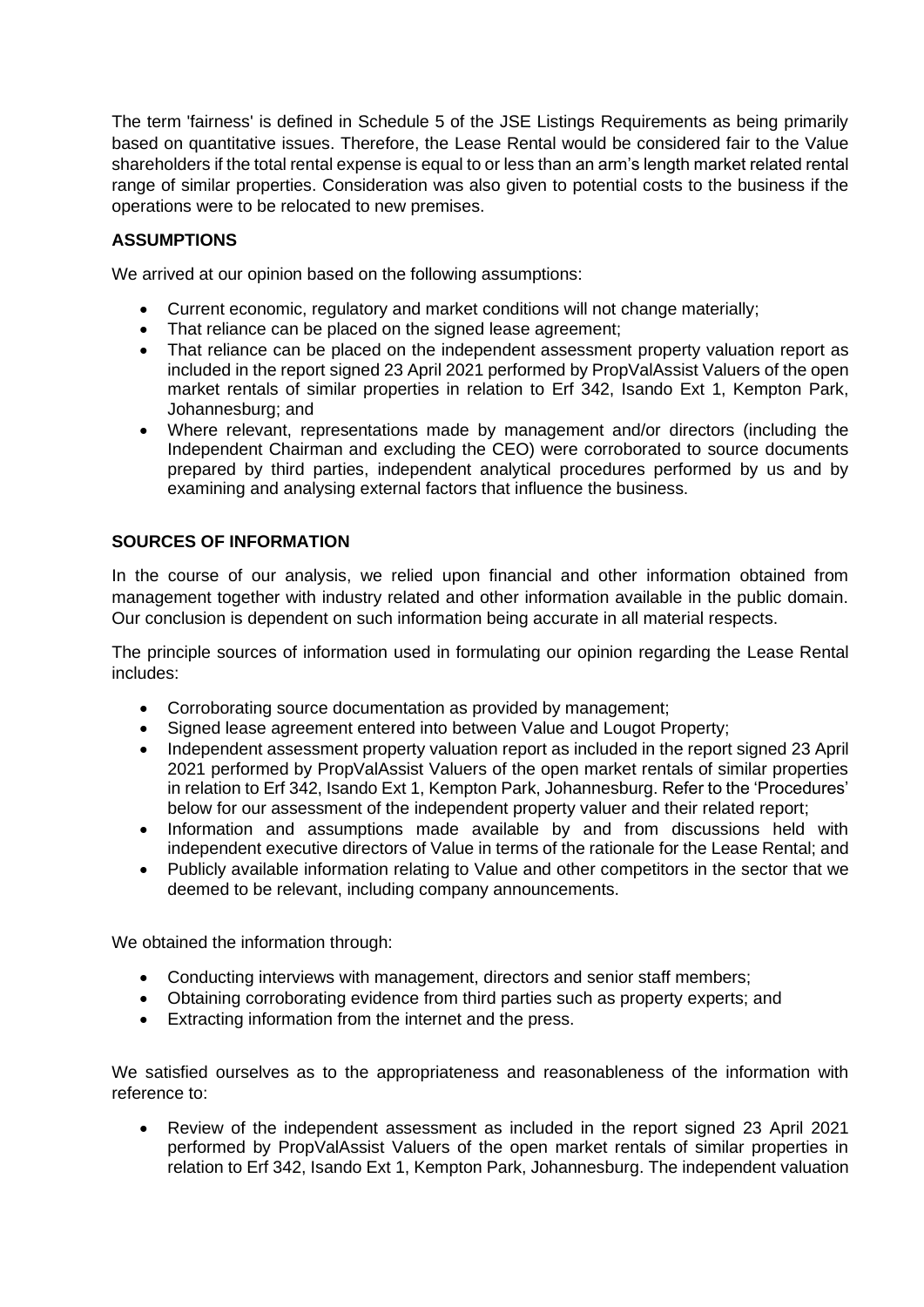The term 'fairness' is defined in Schedule 5 of the JSE Listings Requirements as being primarily based on quantitative issues. Therefore, the Lease Rental would be considered fair to the Value shareholders if the total rental expense is equal to or less than an arm's length market related rental range of similar properties. Consideration was also given to potential costs to the business if the operations were to be relocated to new premises.

**ASSUMPTIONS**

We arrived at our opinion based on the following assumptions:

- Current economic, regulatory and market conditions will not change materially;
- That reliance can be placed on the signed lease agreement;
- That reliance can be placed on the independent assessment property valuation report as included in the report signed 23 April 2021 performed by PropValAssist Valuers of the open market rentals of similar properties in relation to Erf 342, Isando Ext 1, Kempton Park, Johannesburg; and
- Where relevant, representations made by management and/or directors (including the Independent Chairman and excluding the CEO) were corroborated to source documents prepared by third parties, independent analytical procedures performed by us and by examining and analysing external factors that influence the business.

**SOURCES OF INFORMATION**

In the course of our analysis, we relied upon financial and other information obtained from management together with industry related and other information available in the public domain. Our conclusion is dependent on such information being accurate in all material respects.

The principle sources of information used in formulating our opinion regarding the Lease Rental includes:

- Corroborating source documentation as provided by management;
- Signed lease agreement entered into between Value and Lougot Property;
- Independent assessment property valuation report as included in the report signed 23 April 2021 performed by PropValAssist Valuers of the open market rentals of similar properties in relation to Erf 342, Isando Ext 1, Kempton Park, Johannesburg. Refer to the 'Procedures' below for our assessment of the independent property valuer and their related report;
- Information and assumptions made available by and from discussions held with independent executive directors of Value in terms of the rationale for the Lease Rental; and
- Publicly available information relating to Value and other competitors in the sector that we deemed to be relevant, including company announcements.

We obtained the information through:

- Conducting interviews with management, directors and senior staff members;
- Obtaining corroborating evidence from third parties such as property experts; and
- Extracting information from the internet and the press.

We satisfied ourselves as to the appropriateness and reasonableness of the information with reference to:

- Review of the independent assessment as included in the report signed 23 April 2021 performed by PropValAssist Valuers of the open market rentals of similar properties in relation to Erf 342, Isando Ext 1, Kempton Park, Johannesburg. The independent valuation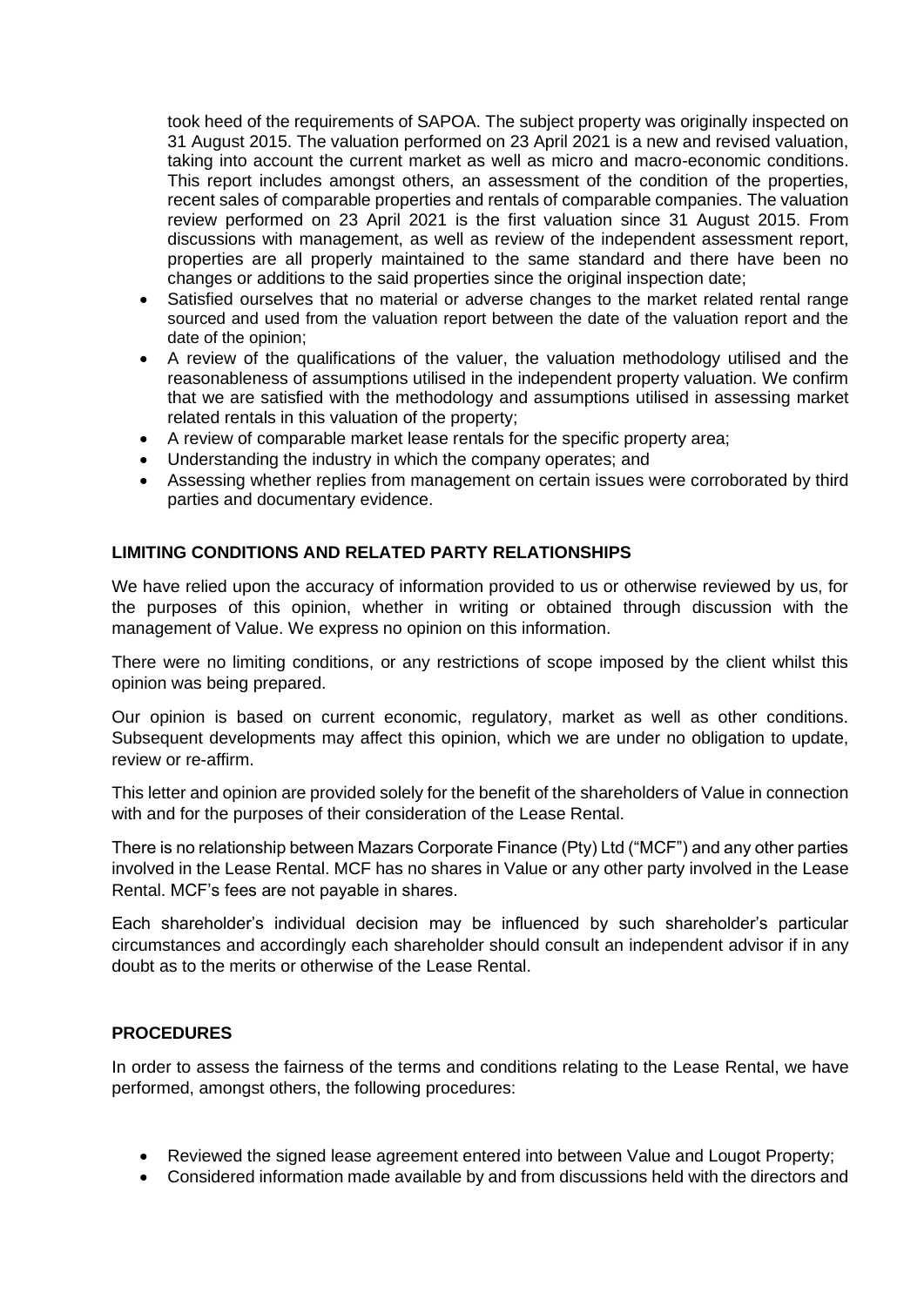took heed of the requirements of SAPOA. The subject property was originally inspected on 31 August 2015. The valuation performed on 23 April 2021 is a new and revised valuation, taking into account the current market as well as micro and macro-economic conditions. This report includes amongst others, an assessment of the condition of the properties, recent sales of comparable properties and rentals of comparable companies. The valuation review performed on 23 April 2021 is the first valuation since 31 August 2015. From discussions with management, as well as review of the independent assessment report, properties are all properly maintained to the same standard and there have been no changes or additions to the said properties since the original inspection date;

- Satisfied ourselves that no material or adverse changes to the market related rental range sourced and used from the valuation report between the date of the valuation report and the date of the opinion;
- A review of the qualifications of the valuer, the valuation methodology utilised and the reasonableness of assumptions utilised in the independent property valuation. We confirm that we are satisfied with the methodology and assumptions utilised in assessing market related rentals in this valuation of the property;
- A review of comparable market lease rentals for the specific property area;
- Understanding the industry in which the company operates; and
- Assessing whether replies from management on certain issues were corroborated by third parties and documentary evidence.

**LIMITING CONDITIONS AND RELATED PARTY RELATIONSHIPS**

We have relied upon the accuracy of information provided to us or otherwise reviewed by us, for the purposes of this opinion, whether in writing or obtained through discussion with the management of Value. We express no opinion on this information.

There were no limiting conditions, or any restrictions of scope imposed by the client whilst this opinion was being prepared.

Our opinion is based on current economic, regulatory, market as well as other conditions. Subsequent developments may affect this opinion, which we are under no obligation to update, review or re-affirm.

This letter and opinion are provided solely for the benefit of the shareholders of Value in connection with and for the purposes of their consideration of the Lease Rental.

There is no relationship between Mazars Corporate Finance (Pty) Ltd ("MCF") and any other parties involved in the Lease Rental. MCF has no shares in Value or any other party involved in the Lease Rental. MCF's fees are not payable in shares.

Each shareholder's individual decision may be influenced by such shareholder's particular circumstances and accordingly each shareholder should consult an independent advisor if in any doubt as to the merits or otherwise of the Lease Rental.

**PROCEDURES**

In order to assess the fairness of the terms and conditions relating to the Lease Rental, we have performed, amongst others, the following procedures:

- Reviewed the signed lease agreement entered into between Value and Lougot Property;
- Considered information made available by and from discussions held with the directors and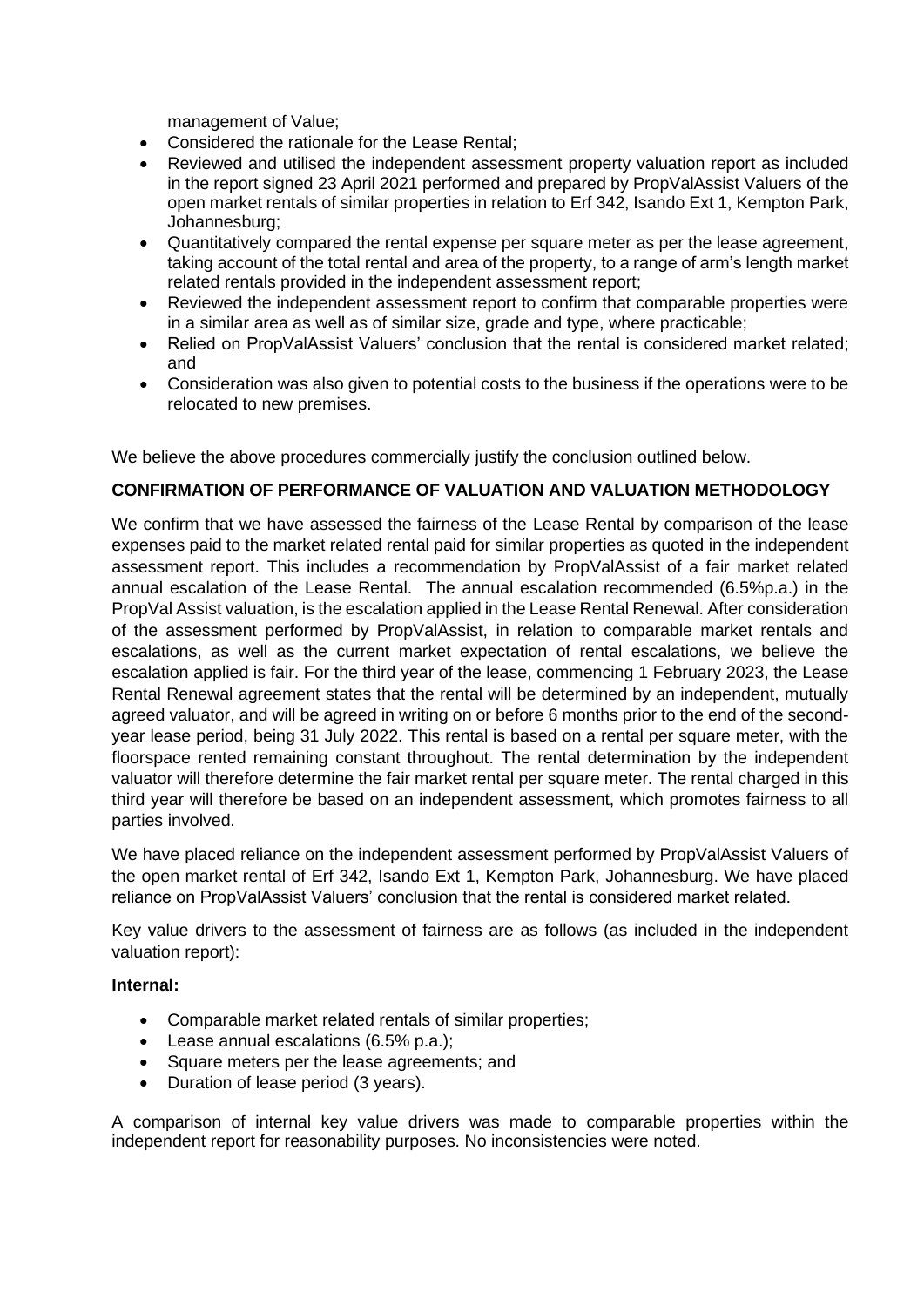management of Value;

- Considered the rationale for the Lease Rental;
- Reviewed and utilised the independent assessment property valuation report as included in the report signed 23 April 2021 performed and prepared by PropValAssist Valuers of the open market rentals of similar properties in relation to Erf 342, Isando Ext 1, Kempton Park, Johannesburg;
- Quantitatively compared the rental expense per square meter as per the lease agreement, taking account of the total rental and area of the property, to a range of arm's length market related rentals provided in the independent assessment report;
- Reviewed the independent assessment report to confirm that comparable properties were in a similar area as well as of similar size, grade and type, where practicable;
- Relied on PropValAssist Valuers' conclusion that the rental is considered market related; and
- Consideration was also given to potential costs to the business if the operations were to be relocated to new premises.

We believe the above procedures commercially justify the conclusion outlined below.

**CONFIRMATION OF PERFORMANCE OF VALUATION AND VALUATION METHODOLOGY**

We confirm that we have assessed the fairness of the Lease Rental by comparison of the lease expenses paid to the market related rental paid for similar properties as quoted in the independent assessment report. This includes a recommendation by PropValAssist of a fair market related annual escalation of the Lease Rental. The annual escalation recommended (6.5%p.a.) in the PropVal Assist valuation, is the escalation applied in the Lease Rental Renewal. After consideration of the assessment performed by PropValAssist, in relation to comparable market rentals and escalations, as well as the current market expectation of rental escalations, we believe the escalation applied is fair. For the third year of the lease, commencing 1 February 2023, the Lease Rental Renewal agreement states that the rental will be determined by an independent, mutually agreed valuator, and will be agreed in writing on or before 6 months prior to the end of the second-year lease period, being 31 July 2022. This rental is based on a rental per square meter, with the floorspace rented remaining constant throughout. The rental determination by the independent valuator will therefore determine the fair market rental per square meter. The rental charged in this third year will therefore be based on an independent assessment, which promotes fairness to all parties involved.

We have placed reliance on the independent assessment performed by PropValAssist Valuers of the open market rental of Erf 342, Isando Ext 1, Kempton Park, Johannesburg. We have placed reliance on PropValAssist Valuers' conclusion that the rental is considered market related.

Key value drivers to the assessment of fairness are as follows (as included in the independent valuation report):

**Internal:**

- Comparable market related rentals of similar properties;
- Lease annual escalations (6.5% p.a.);
- Square meters per the lease agreements; and
- Duration of lease period (3 years).

A comparison of internal key value drivers was made to comparable properties within the independent report for reasonability purposes. No inconsistencies were noted.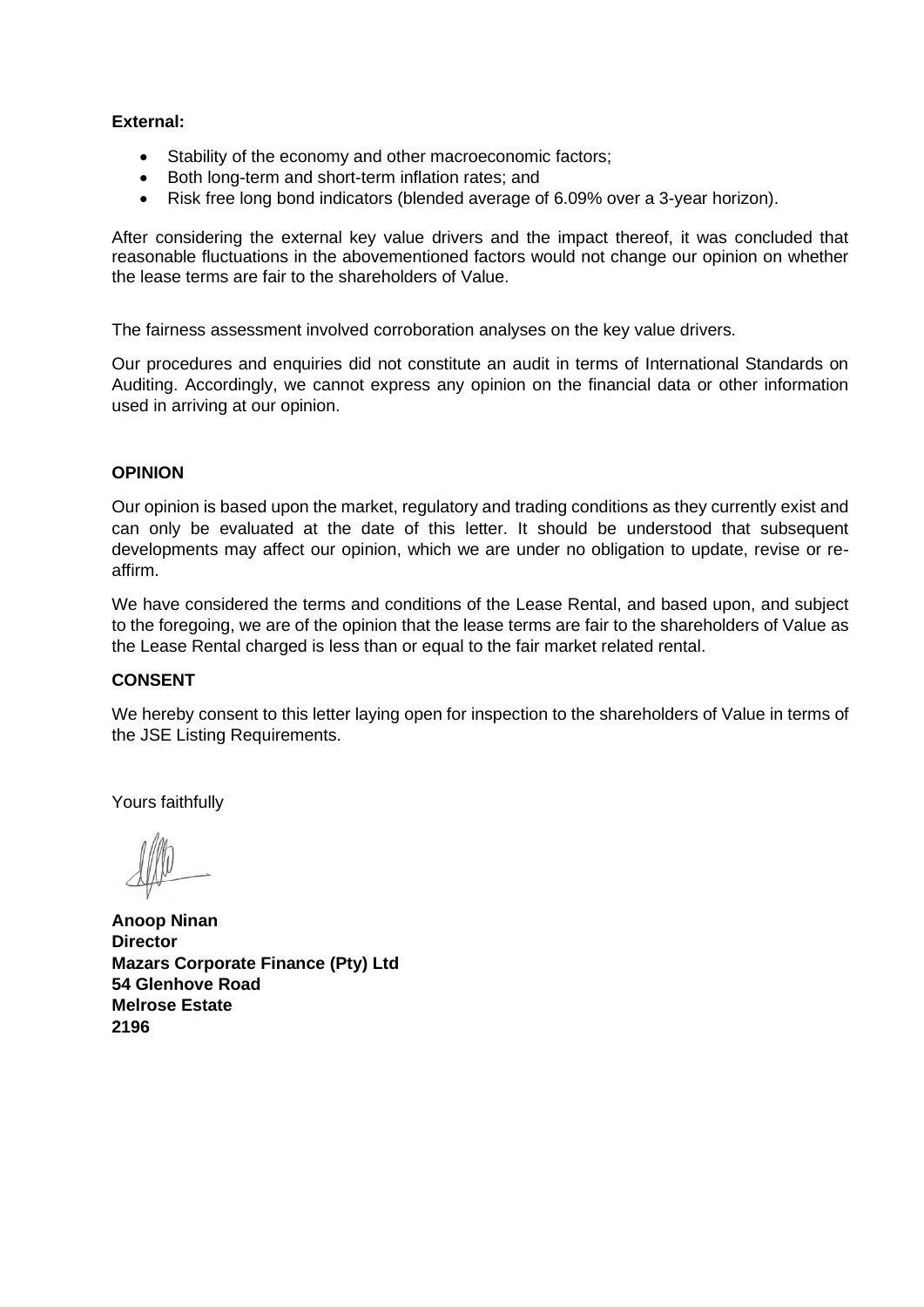**External:**

- Stability of the economy and other macroeconomic factors;
- Both long-term and short-term inflation rates; and
- Risk free long bond indicators (blended average of 6.09% over a 3-year horizon).

After considering the external key value drivers and the impact thereof, it was concluded that reasonable fluctuations in the abovementioned factors would not change our opinion on whether the lease terms are fair to the shareholders of Value.

The fairness assessment involved corroboration analyses on the key value drivers.

Our procedures and enquiries did not constitute an audit in terms of International Standards on Auditing. Accordingly, we cannot express any opinion on the financial data or other information used in arriving at our opinion.

**OPINION**

Our opinion is based upon the market, regulatory and trading conditions as they currently exist and can only be evaluated at the date of this letter. It should be understood that subsequent developments may affect our opinion, which we are under no obligation to update, revise or re-affirm.

We have considered the terms and conditions of the Lease Rental, and based upon, and subject to the foregoing, we are of the opinion that the lease terms are fair to the shareholders of Value as the Lease Rental charged is less than or equal to the fair market related rental.

**CONSENT**

We hereby consent to this letter laying open for inspection to the shareholders of Value in terms of the JSE Listing Requirements.

Yours faithfully

**Anoop Ninan**
**Director**
**Mazars Corporate Finance (Pty) Ltd**
**54 Glenhove Road**
**Melrose Estate**
**2196**